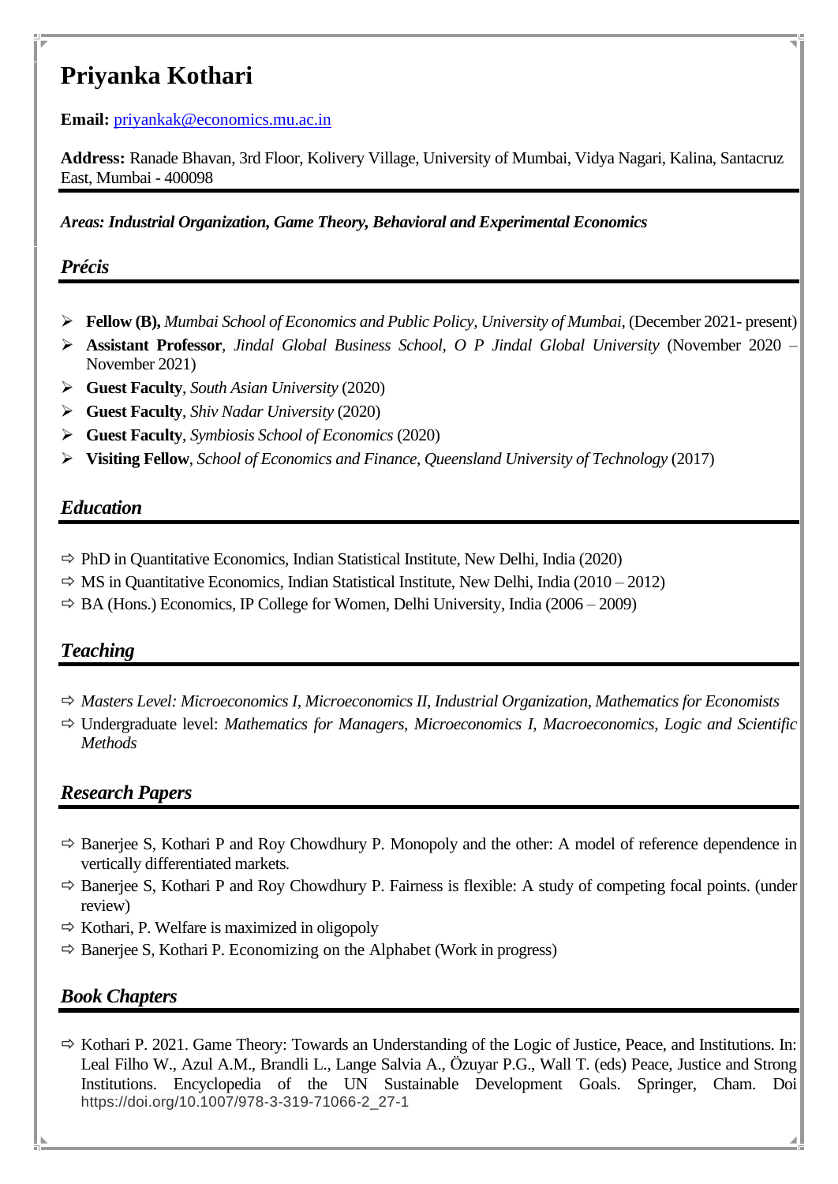# Priyanka Kothari

**Email:** priyankak@economics.mu.ac.in

**Address:** Ranade Bhavan, 3rd Floor, Kolivery Village, University of Mumbai, Vidya Nagari, Kalina, Santacruz East, Mumbai - 400098

***Areas: Industrial Organization, Game Theory, Behavioral and Experimental Economics***

## *Précis*

- **Fellow (B),** *Mumbai School of Economics and Public Policy, University of Mumbai,* (December 2021- present)
- **Assistant Professor**, *Jindal Global Business School, O P Jindal Global University* (November 2020 – November 2021)
- **Guest Faculty**, *South Asian University* (2020)
- **Guest Faculty**, *Shiv Nadar University* (2020)
- **Guest Faculty**, *Symbiosis School of Economics* (2020)
- **Visiting Fellow**, *School of Economics and Finance, Queensland University of Technology* (2017)

## *Education*

- PhD in Quantitative Economics, Indian Statistical Institute, New Delhi, India (2020)
- MS in Quantitative Economics, Indian Statistical Institute, New Delhi, India (2010 – 2012)
- BA (Hons.) Economics, IP College for Women, Delhi University, India (2006 – 2009)

## *Teaching*

- *Masters Level: Microeconomics I, Microeconomics II, Industrial Organization, Mathematics for Economists*
- Undergraduate level: *Mathematics for Managers, Microeconomics I, Macroeconomics, Logic and Scientific Methods*

## *Research Papers*

- Banerjee S, Kothari P and Roy Chowdhury P. Monopoly and the other: A model of reference dependence in vertically differentiated markets.
- Banerjee S, Kothari P and Roy Chowdhury P. Fairness is flexible: A study of competing focal points. (under review)
- Kothari, P. Welfare is maximized in oligopoly
- Banerjee S, Kothari P. Economizing on the Alphabet (Work in progress)

## *Book Chapters*

- Kothari P. 2021. Game Theory: Towards an Understanding of the Logic of Justice, Peace, and Institutions. In: Leal Filho W., Azul A.M., Brandli L., Lange Salvia A., Özuyar P.G., Wall T. (eds) Peace, Justice and Strong Institutions. Encyclopedia of the UN Sustainable Development Goals. Springer, Cham. Doi https://doi.org/10.1007/978-3-319-71066-2_27-1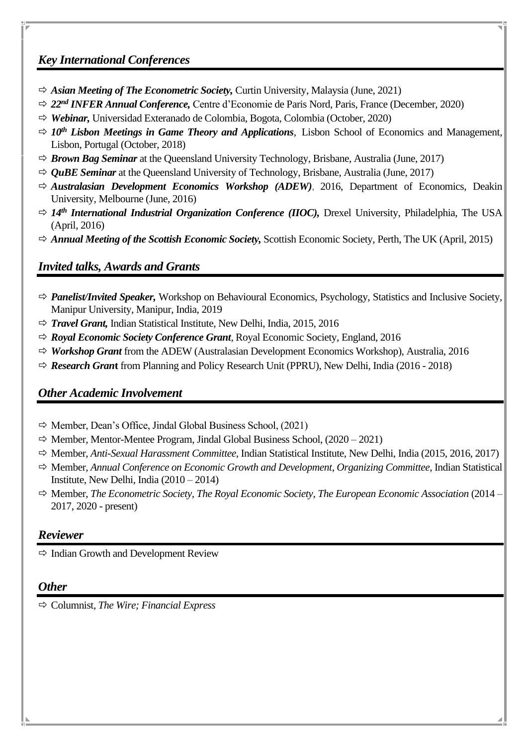## *Key International Conferences*

- ***Asian Meeting of The Econometric Society,*** Curtin University, Malaysia (June, 2021)
- ***22nd INFER Annual Conference,*** Centre d'Economie de Paris Nord, Paris, France (December, 2020)
- ***Webinar,*** Universidad Exteranado de Colombia, Bogota, Colombia (October, 2020)
- ***10th Lisbon Meetings in Game Theory and Applications***, Lisbon School of Economics and Management, Lisbon, Portugal (October, 2018)
- ***Brown Bag Seminar*** at the Queensland University Technology, Brisbane, Australia (June, 2017)
- ***QuBE Seminar*** at the Queensland University of Technology, Brisbane, Australia (June, 2017)
- ***Australasian Development Economics Workshop (ADEW)***, 2016, Department of Economics, Deakin University, Melbourne (June, 2016)
- ***14th International Industrial Organization Conference (IIOC),*** Drexel University, Philadelphia, The USA (April, 2016)
- ***Annual Meeting of the Scottish Economic Society,*** Scottish Economic Society, Perth, The UK (April, 2015)

## *Invited talks, Awards and Grants*

- ***Panelist/Invited Speaker,*** Workshop on Behavioural Economics, Psychology, Statistics and Inclusive Society, Manipur University, Manipur, India, 2019
- ***Travel Grant,*** Indian Statistical Institute, New Delhi, India, 2015, 2016
- ***Royal Economic Society Conference Grant***, Royal Economic Society, England, 2016
- ***Workshop Grant*** from the ADEW (Australasian Development Economics Workshop), Australia, 2016
- ***Research Grant*** from Planning and Policy Research Unit (PPRU), New Delhi, India (2016 - 2018)

## *Other Academic Involvement*

- Member, Dean's Office, Jindal Global Business School, (2021)
- Member, Mentor-Mentee Program, Jindal Global Business School, (2020 – 2021)
- Member, *Anti-Sexual Harassment Committee*, Indian Statistical Institute, New Delhi, India (2015, 2016, 2017)
- Member, *Annual Conference on Economic Growth and Development, Organizing Committee*, Indian Statistical Institute, New Delhi, India (2010 – 2014)
- Member, *The Econometric Society*, *The Royal Economic Society*, *The European Economic Association* (2014 – 2017, 2020 - present)

## *Reviewer*

- Indian Growth and Development Review

## *Other*

- Columnist, *The Wire; Financial Express*